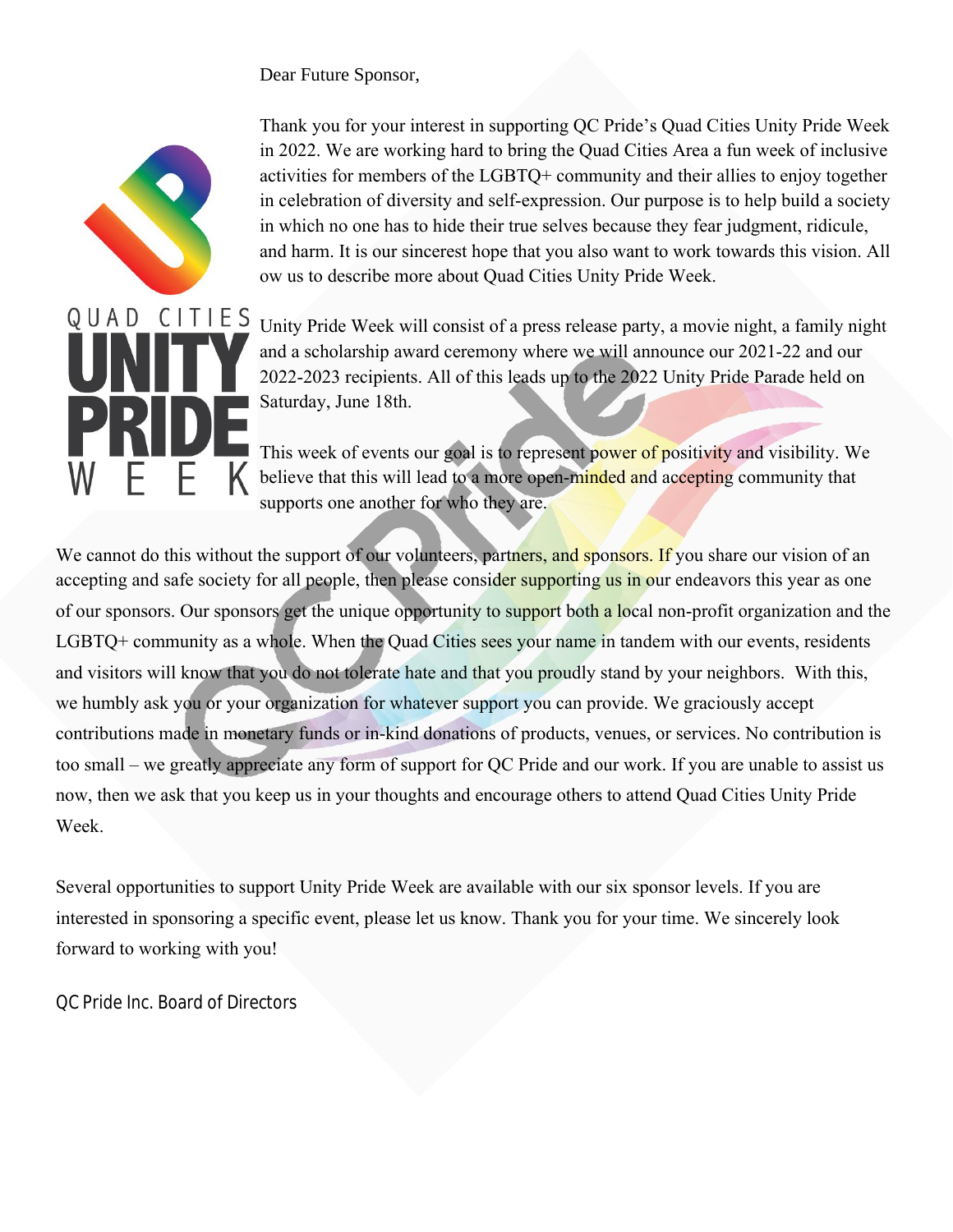Dear Future Sponsor,

Thank you for your interest in supporting QC Pride's Quad Cities Unity Pride Week in 2022. We are working hard to bring the Quad Cities Area a fun week of inclusive activities for members of the LGBTQ+ community and their allies to enjoy together in celebration of diversity and self-expression. Our purpose is to help build a society in which no one has to hide their true selves because they fear judgment, ridicule, and harm. It is our sincerest hope that you also want to work towards this vision. All ow us to describe more about Quad Cities Unity Pride Week.

QUAD CITIES
UNITY
PRIDE
WEEK

Unity Pride Week will consist of a press release party, a movie night, a family night and a scholarship award ceremony where we will announce our 2021-22 and our 2022-2023 recipients. All of this leads up to the 2022 Unity Pride Parade held on Saturday, June 18th.

This week of events our goal is to represent power of positivity and visibility. We believe that this will lead to a more open-minded and accepting community that supports one another for who they are.

We cannot do this without the support of our volunteers, partners, and sponsors. If you share our vision of an accepting and safe society for all people, then please consider supporting us in our endeavors this year as one of our sponsors. Our sponsors get the unique opportunity to support both a local non-profit organization and the LGBTQ+ community as a whole. When the Quad Cities sees your name in tandem with our events, residents and visitors will know that you do not tolerate hate and that you proudly stand by your neighbors. With this, we humbly ask you or your organization for whatever support you can provide. We graciously accept contributions made in monetary funds or in-kind donations of products, venues, or services. No contribution is too small – we greatly appreciate any form of support for QC Pride and our work. If you are unable to assist us now, then we ask that you keep us in your thoughts and encourage others to attend Quad Cities Unity Pride Week.

Several opportunities to support Unity Pride Week are available with our six sponsor levels. If you are interested in sponsoring a specific event, please let us know. Thank you for your time. We sincerely look forward to working with you!

QC Pride Inc. Board of Directors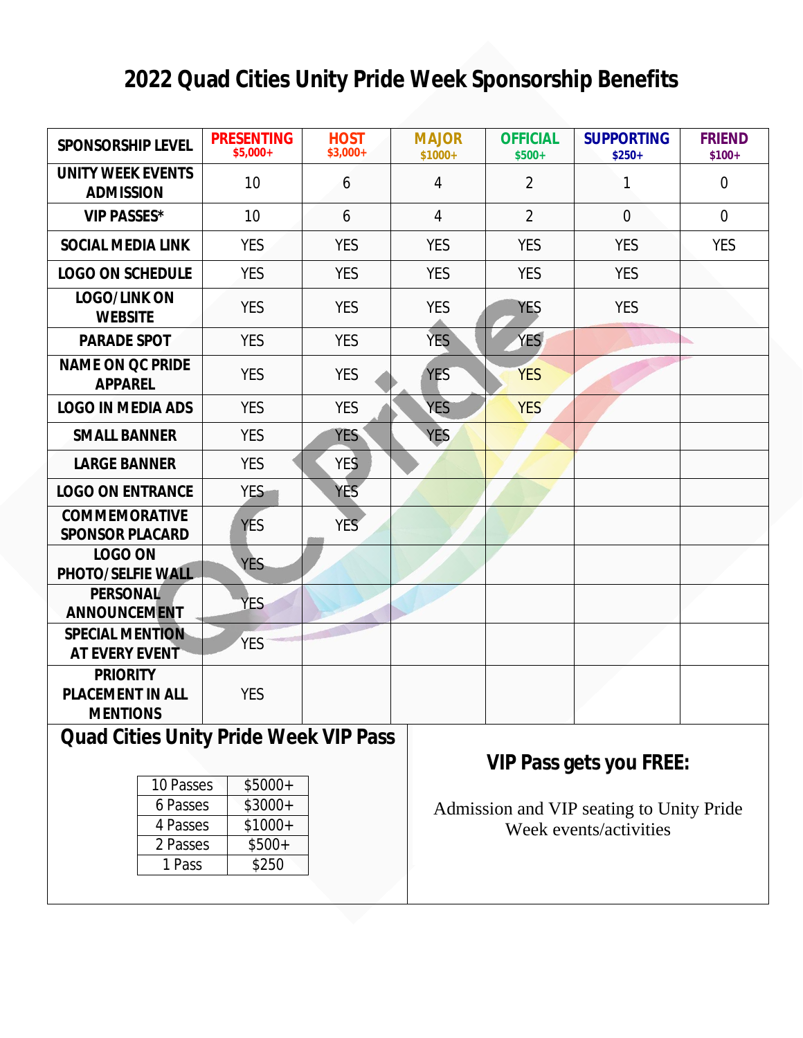# 2022 Quad Cities Unity Pride Week Sponsorship Benefits

| SPONSORSHIP LEVEL | PRESENTING $5,000+ | HOST $3,000+ | MAJOR $1000+ | OFFICIAL $500+ | SUPPORTING $250+ | FRIEND $100+ |
|---|---|---|---|---|---|---|
| UNITY WEEK EVENTS ADMISSION | 10 | 6 | 4 | 2 | 1 | 0 |
| VIP PASSES* | 10 | 6 | 4 | 2 | 0 | 0 |
| SOCIAL MEDIA LINK | YES | YES | YES | YES | YES | YES |
| LOGO ON SCHEDULE | YES | YES | YES | YES | YES | |
| LOGO/LINK ON WEBSITE | YES | YES | YES | YES | YES | |
| PARADE SPOT | YES | YES | YES | YES | | |
| NAME ON QC PRIDE APPAREL | YES | YES | YES | YES | | |
| LOGO IN MEDIA ADS | YES | YES | YES | YES | | |
| SMALL BANNER | YES | YES | YES | | | |
| LARGE BANNER | YES | YES | | | | |
| LOGO ON ENTRANCE | YES | YES | | | | |
| COMMEMORATIVE SPONSOR PLACARD | YES | YES | | | | |
| LOGO ON PHOTO/SELFIE WALL | YES | | | | | |
| PERSONAL ANNOUNCEMENT | YES | | | | | |
| SPECIAL MENTION AT EVERY EVENT | YES | | | | | |
| PRIORITY PLACEMENT IN ALL MENTIONS | YES | | | | | |

## Quad Cities Unity Pride Week VIP Pass

| Passes | Price |
|---|---|
| 10 Passes | $5000+ |
| 6 Passes | $3000+ |
| 4 Passes | $1000+ |
| 2 Passes | $500+ |
| 1 Pass | $250 |

### VIP Pass gets you FREE:

Admission and VIP seating to Unity Pride Week events/activities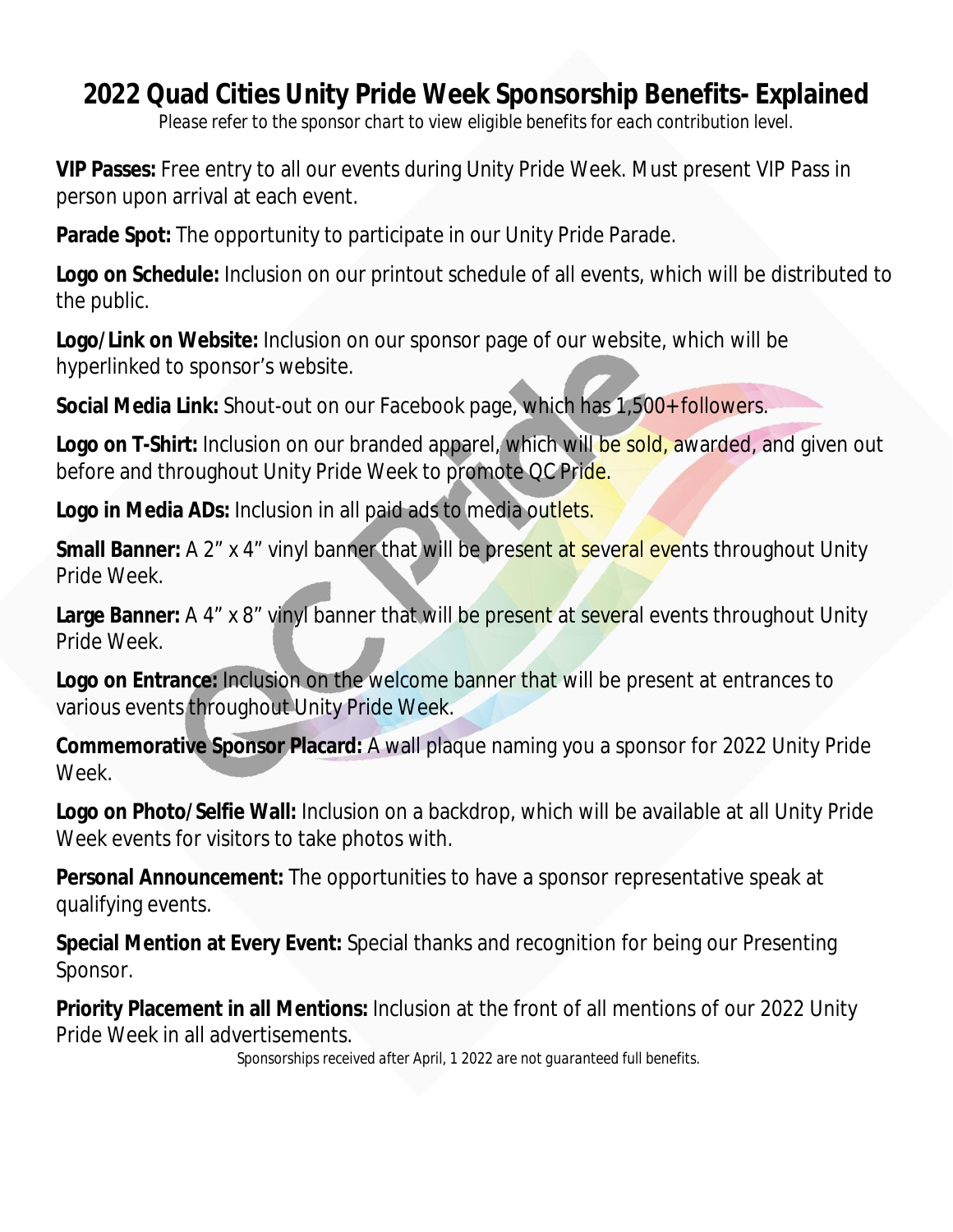# 2022 Quad Cities Unity Pride Week Sponsorship Benefits- Explained

Please refer to the sponsor chart to view eligible benefits for each contribution level.

**VIP Passes:** Free entry to all our events during Unity Pride Week. Must present VIP Pass in person upon arrival at each event.

**Parade Spot:** The opportunity to participate in our Unity Pride Parade.

**Logo on Schedule:** Inclusion on our printout schedule of all events, which will be distributed to the public.

**Logo/Link on Website:** Inclusion on our sponsor page of our website, which will be hyperlinked to sponsor's website.

**Social Media Link:** Shout-out on our Facebook page, which has 1,500+ followers.

**Logo on T-Shirt:** Inclusion on our branded apparel, which will be sold, awarded, and given out before and throughout Unity Pride Week to promote QC Pride.

**Logo in Media ADs:** Inclusion in all paid ads to media outlets.

**Small Banner:** A 2" x 4" vinyl banner that will be present at several events throughout Unity Pride Week.

**Large Banner:** A 4" x 8" vinyl banner that will be present at several events throughout Unity Pride Week.

**Logo on Entrance:** Inclusion on the welcome banner that will be present at entrances to various events throughout Unity Pride Week.

**Commemorative Sponsor Placard:** A wall plaque naming you a sponsor for 2022 Unity Pride Week.

**Logo on Photo/Selfie Wall:** Inclusion on a backdrop, which will be available at all Unity Pride Week events for visitors to take photos with.

**Personal Announcement:** The opportunities to have a sponsor representative speak at qualifying events.

**Special Mention at Every Event:** Special thanks and recognition for being our Presenting Sponsor.

**Priority Placement in all Mentions:** Inclusion at the front of all mentions of our 2022 Unity Pride Week in all advertisements.

Sponsorships received after April, 1 2022 are not guaranteed full benefits.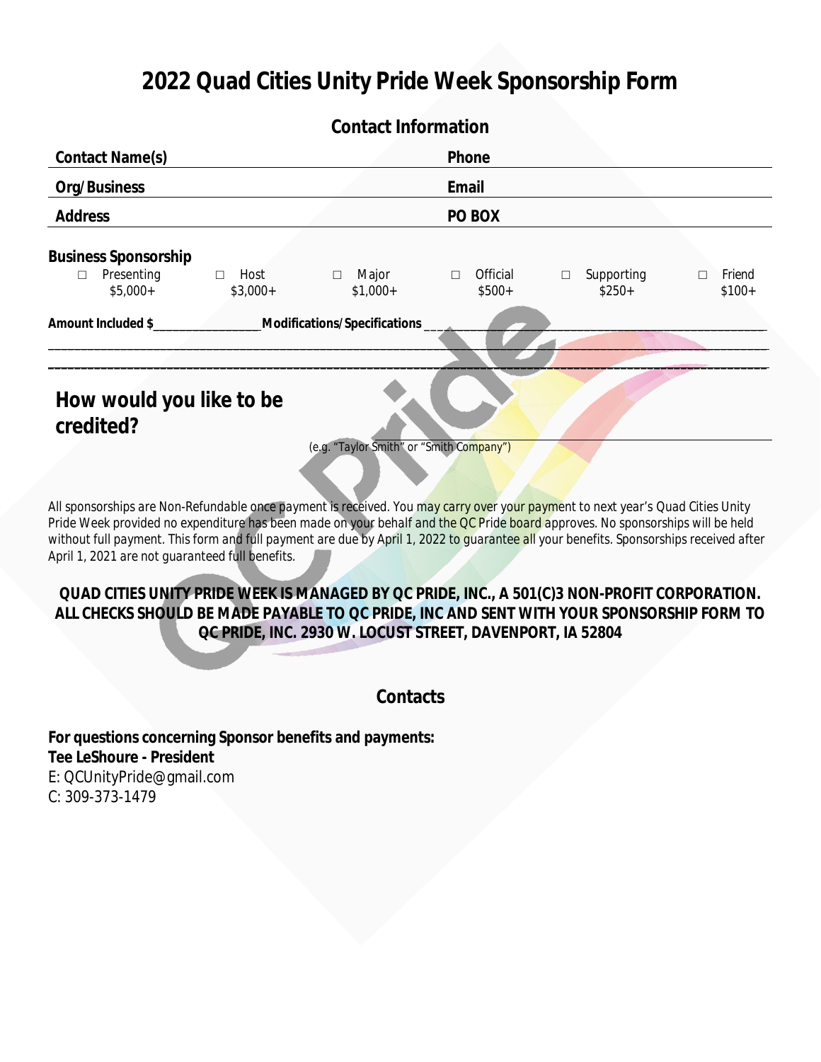# 2022 Quad Cities Unity Pride Week Sponsorship Form

## Contact Information

| | |
|---|---|
| **Contact Name(s)** | **Phone** |
| **Org/Business** | **Email** |
| **Address** | **PO BOX** |

**Business Sponsorship**

- ☐ Presenting $5,000+
- ☐ Host $3,000+
- ☐ Major $1,000+
- ☐ Official $500+
- ☐ Supporting $250+
- ☐ Friend $100+

**Amount Included $**_________________ **Modifications/Specifications** ____________________________________________

______________________________________________________________________________________________

______________________________________________________________________________________________

## How would you like to be credited?

______________________________________________

(e.g. "Taylor Smith" or "Smith Company")

All sponsorships are Non-Refundable once payment is received. You may carry over your payment to next year's Quad Cities Unity Pride Week provided no expenditure has been made on your behalf and the QC Pride board approves. No sponsorships will be held without full payment. This form and full payment are due by April 1, 2022 to guarantee all your benefits. Sponsorships received after April 1, 2021 are not guaranteed full benefits.

**QUAD CITIES UNITY PRIDE WEEK IS MANAGED BY QC PRIDE, INC., A 501(C)3 NON-PROFIT CORPORATION. ALL CHECKS SHOULD BE MADE PAYABLE TO QC PRIDE, INC AND SENT WITH YOUR SPONSORSHIP FORM TO QC PRIDE, INC. 2930 W. LOCUST STREET, DAVENPORT, IA 52804**

## Contacts

**For questions concerning Sponsor benefits and payments:**
**Tee LeShoure - President**
E: QCUnityPride@gmail.com
C: 309-373-1479